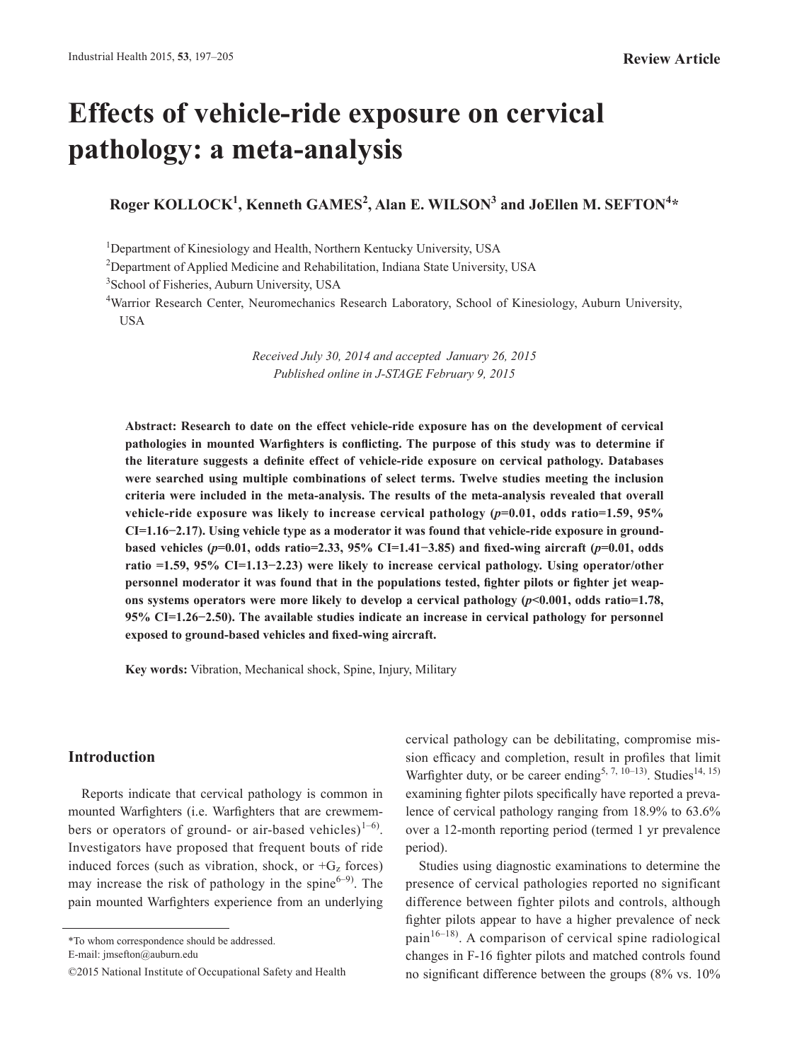Review Article

# Effects of vehicle-ride exposure on cervical pathology: a meta-analysis

**Roger KOLLOCK[1], Kenneth GAMES[2], Alan E. WILSON[3] and JoEllen M. SEFTON[4]***

[1]Department of Kinesiology and Health, Northern Kentucky University, USA

[2]Department of Applied Medicine and Rehabilitation, Indiana State University, USA

[3]School of Fisheries, Auburn University, USA

[4]Warrior Research Center, Neuromechanics Research Laboratory, School of Kinesiology, Auburn University, USA

*Received July 30, 2014 and accepted January 26, 2015*
*Published online in J-STAGE February 9, 2015*

**Abstract: Research to date on the effect vehicle-ride exposure has on the development of cervical pathologies in mounted Warfighters is conflicting. The purpose of this study was to determine if the literature suggests a definite effect of vehicle-ride exposure on cervical pathology. Databases were searched using multiple combinations of select terms. Twelve studies meeting the inclusion criteria were included in the meta-analysis. The results of the meta-analysis revealed that overall vehicle-ride exposure was likely to increase cervical pathology ($p$=0.01, odds ratio=1.59, 95% CI=1.16−2.17). Using vehicle type as a moderator it was found that vehicle-ride exposure in ground-based vehicles ($p$=0.01, odds ratio=2.33, 95% CI=1.41−3.85) and fixed-wing aircraft ($p$=0.01, odds ratio =1.59, 95% CI=1.13−2.23) were likely to increase cervical pathology. Using operator/other personnel moderator it was found that in the populations tested, fighter pilots or fighter jet weapons systems operators were more likely to develop a cervical pathology ($p$<0.001, odds ratio=1.78, 95% CI=1.26−2.50). The available studies indicate an increase in cervical pathology for personnel exposed to ground-based vehicles and fixed-wing aircraft.**

**Key words:** Vibration, Mechanical shock, Spine, Injury, Military

## Introduction

Reports indicate that cervical pathology is common in mounted Warfighters (i.e. Warfighters that are crewmembers or operators of ground- or air-based vehicles)[1–6]. Investigators have proposed that frequent bouts of ride induced forces (such as vibration, shock, or $+G_z$ forces) may increase the risk of pathology in the spine[6–9]. The pain mounted Warfighters experience from an underlying cervical pathology can be debilitating, compromise mission efficacy and completion, result in profiles that limit Warfighter duty, or be career ending[5, 7, 10–13]. Studies[14, 15] examining fighter pilots specifically have reported a prevalence of cervical pathology ranging from 18.9% to 63.6% over a 12-month reporting period (termed 1 yr prevalence period).

Studies using diagnostic examinations to determine the presence of cervical pathologies reported no significant difference between fighter pilots and controls, although fighter pilots appear to have a higher prevalence of neck pain[16–18]. A comparison of cervical spine radiological changes in F-16 fighter pilots and matched controls found no significant difference between the groups (8% vs. 10%

*To whom correspondence should be addressed.
E-mail: jmsefton@auburn.edu

©2015 National Institute of Occupational Safety and Health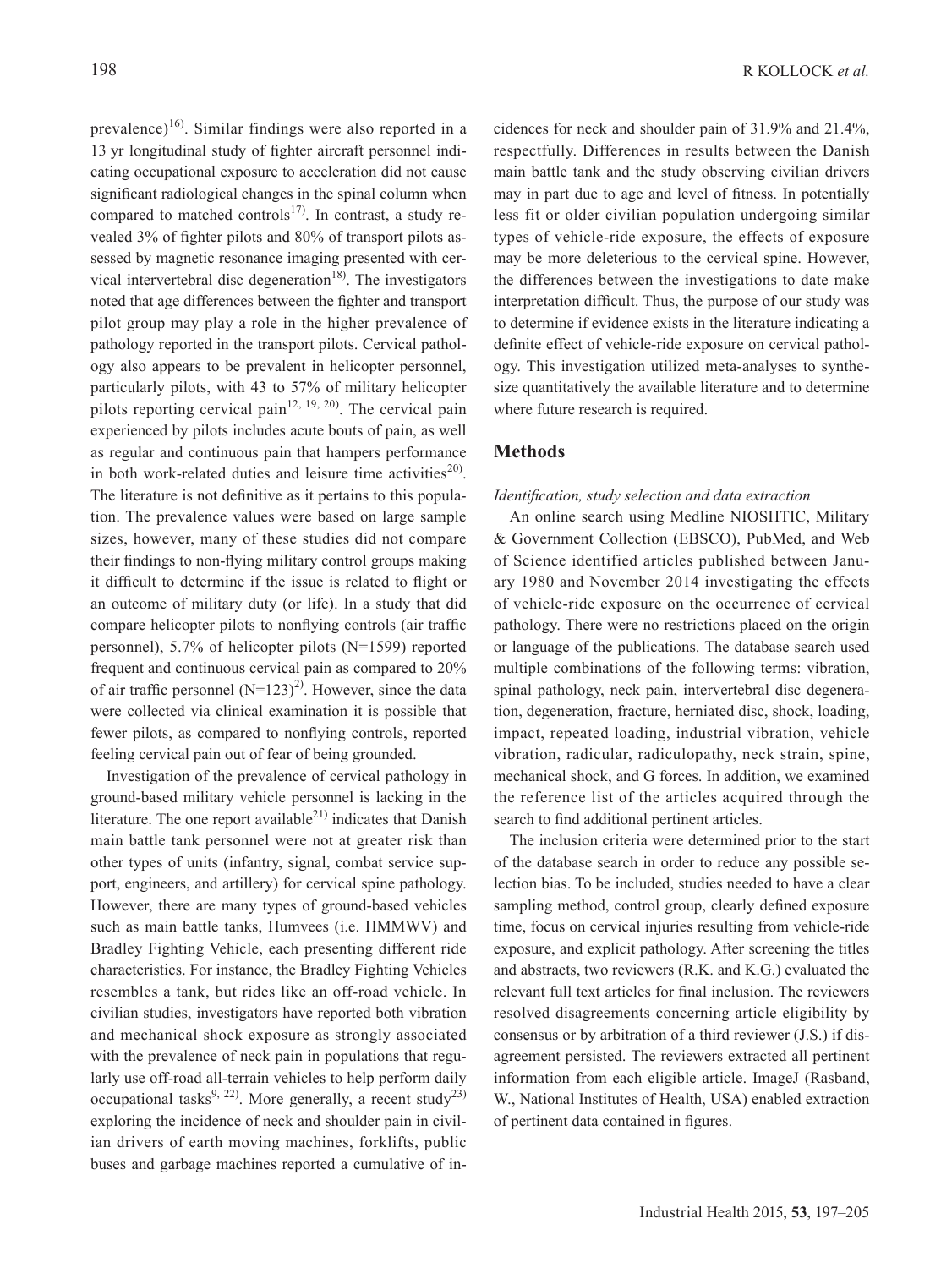prevalence)[16]. Similar findings were also reported in a 13 yr longitudinal study of fighter aircraft personnel indicating occupational exposure to acceleration did not cause significant radiological changes in the spinal column when compared to matched controls[17]. In contrast, a study revealed 3% of fighter pilots and 80% of transport pilots assessed by magnetic resonance imaging presented with cervical intervertebral disc degeneration[18]. The investigators noted that age differences between the fighter and transport pilot group may play a role in the higher prevalence of pathology reported in the transport pilots. Cervical pathology also appears to be prevalent in helicopter personnel, particularly pilots, with 43 to 57% of military helicopter pilots reporting cervical pain[12, 19, 20]. The cervical pain experienced by pilots includes acute bouts of pain, as well as regular and continuous pain that hampers performance in both work-related duties and leisure time activities[20]. The literature is not definitive as it pertains to this population. The prevalence values were based on large sample sizes, however, many of these studies did not compare their findings to non-flying military control groups making it difficult to determine if the issue is related to flight or an outcome of military duty (or life). In a study that did compare helicopter pilots to nonflying controls (air traffic personnel), 5.7% of helicopter pilots (N=1599) reported frequent and continuous cervical pain as compared to 20% of air traffic personnel (N=123)[2]. However, since the data were collected via clinical examination it is possible that fewer pilots, as compared to nonflying controls, reported feeling cervical pain out of fear of being grounded.

Investigation of the prevalence of cervical pathology in ground-based military vehicle personnel is lacking in the literature. The one report available[21] indicates that Danish main battle tank personnel were not at greater risk than other types of units (infantry, signal, combat service support, engineers, and artillery) for cervical spine pathology. However, there are many types of ground-based vehicles such as main battle tanks, Humvees (i.e. HMMWV) and Bradley Fighting Vehicle, each presenting different ride characteristics. For instance, the Bradley Fighting Vehicles resembles a tank, but rides like an off-road vehicle. In civilian studies, investigators have reported both vibration and mechanical shock exposure as strongly associated with the prevalence of neck pain in populations that regularly use off-road all-terrain vehicles to help perform daily occupational tasks[9, 22]. More generally, a recent study[23] exploring the incidence of neck and shoulder pain in civilian drivers of earth moving machines, forklifts, public buses and garbage machines reported a cumulative of incidences for neck and shoulder pain of 31.9% and 21.4%, respectfully. Differences in results between the Danish main battle tank and the study observing civilian drivers may in part due to age and level of fitness. In potentially less fit or older civilian population undergoing similar types of vehicle-ride exposure, the effects of exposure may be more deleterious to the cervical spine. However, the differences between the investigations to date make interpretation difficult. Thus, the purpose of our study was to determine if evidence exists in the literature indicating a definite effect of vehicle-ride exposure on cervical pathology. This investigation utilized meta-analyses to synthesize quantitatively the available literature and to determine where future research is required.

## Methods

### *Identification, study selection and data extraction*

An online search using Medline NIOSHTIC, Military & Government Collection (EBSCO), PubMed, and Web of Science identified articles published between January 1980 and November 2014 investigating the effects of vehicle-ride exposure on the occurrence of cervical pathology. There were no restrictions placed on the origin or language of the publications. The database search used multiple combinations of the following terms: vibration, spinal pathology, neck pain, intervertebral disc degeneration, degeneration, fracture, herniated disc, shock, loading, impact, repeated loading, industrial vibration, vehicle vibration, radicular, radiculopathy, neck strain, spine, mechanical shock, and G forces. In addition, we examined the reference list of the articles acquired through the search to find additional pertinent articles.

The inclusion criteria were determined prior to the start of the database search in order to reduce any possible selection bias. To be included, studies needed to have a clear sampling method, control group, clearly defined exposure time, focus on cervical injuries resulting from vehicle-ride exposure, and explicit pathology. After screening the titles and abstracts, two reviewers (R.K. and K.G.) evaluated the relevant full text articles for final inclusion. The reviewers resolved disagreements concerning article eligibility by consensus or by arbitration of a third reviewer (J.S.) if disagreement persisted. The reviewers extracted all pertinent information from each eligible article. ImageJ (Rasband, W., National Institutes of Health, USA) enabled extraction of pertinent data contained in figures.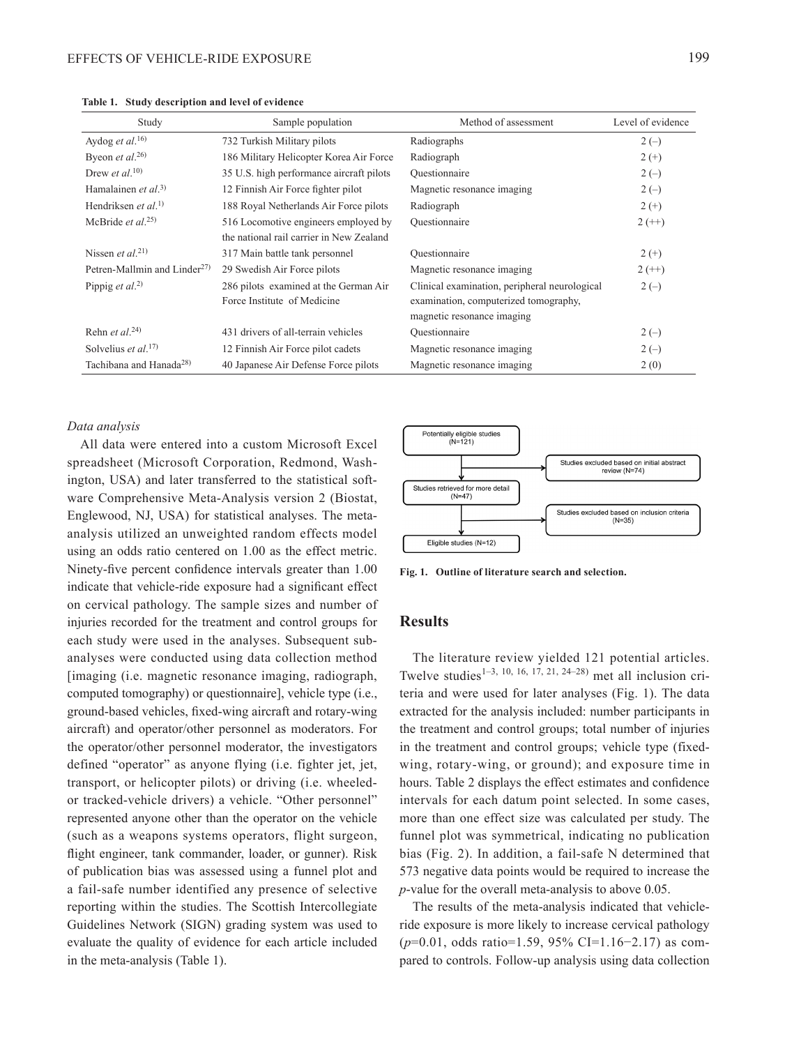**Table 1. Study description and level of evidence**

| Study | Sample population | Method of assessment | Level of evidence |
|---|---|---|---|
| Aydog *et al.*[16] | 732 Turkish Military pilots | Radiographs | 2 (–) |
| Byeon *et al.*[26] | 186 Military Helicopter Korea Air Force | Radiograph | 2 (+) |
| Drew *et al.*[10] | 35 U.S. high performance aircraft pilots | Questionnaire | 2 (–) |
| Hamalainen *et al.*[3] | 12 Finnish Air Force fighter pilot | Magnetic resonance imaging | 2 (–) |
| Hendriksen *et al.*[1] | 188 Royal Netherlands Air Force pilots | Radiograph | 2 (+) |
| McBride *et al.*[25] | 516 Locomotive engineers employed by the national rail carrier in New Zealand | Questionnaire | 2 (++) |
| Nissen *et al.*[21] | 317 Main battle tank personnel | Questionnaire | 2 (+) |
| Petren-Mallmin and Linder[27] | 29 Swedish Air Force pilots | Magnetic resonance imaging | 2 (++) |
| Pippig *et al.*[2] | 286 pilots examined at the German Air Force Institute of Medicine | Clinical examination, peripheral neurological examination, computerized tomography, magnetic resonance imaging | 2 (–) |
| Rehn *et al.*[24] | 431 drivers of all-terrain vehicles | Questionnaire | 2 (–) |
| Solvelius *et al.*[17] | 12 Finnish Air Force pilot cadets | Magnetic resonance imaging | 2 (–) |
| Tachibana and Hanada[28] | 40 Japanese Air Defense Force pilots | Magnetic resonance imaging | 2 (0) |

*Data analysis*

All data were entered into a custom Microsoft Excel spreadsheet (Microsoft Corporation, Redmond, Washington, USA) and later transferred to the statistical software Comprehensive Meta-Analysis version 2 (Biostat, Englewood, NJ, USA) for statistical analyses. The meta-analysis utilized an unweighted random effects model using an odds ratio centered on 1.00 as the effect metric. Ninety-five percent confidence intervals greater than 1.00 indicate that vehicle-ride exposure had a significant effect on cervical pathology. The sample sizes and number of injuries recorded for the treatment and control groups for each study were used in the analyses. Subsequent sub-analyses were conducted using data collection method [imaging (i.e. magnetic resonance imaging, radiograph, computed tomography) or questionnaire], vehicle type (i.e., ground-based vehicles, fixed-wing aircraft and rotary-wing aircraft) and operator/other personnel as moderators. For the operator/other personnel moderator, the investigators defined "operator" as anyone flying (i.e. fighter jet, jet, transport, or helicopter pilots) or driving (i.e. wheeled- or tracked-vehicle drivers) a vehicle. "Other personnel" represented anyone other than the operator on the vehicle (such as a weapons systems operators, flight surgeon, flight engineer, tank commander, loader, or gunner). Risk of publication bias was assessed using a funnel plot and a fail-safe number identified any presence of selective reporting within the studies. The Scottish Intercollegiate Guidelines Network (SIGN) grading system was used to evaluate the quality of evidence for each article included in the meta-analysis (Table 1).

Potentially eligible studies (N=121)

Studies excluded based on initial abstract review (N=74)

Studies retrieved for more detail (N=47)

Studies excluded based on inclusion criteria (N=35)

Eligible studies (N=12)

**Fig. 1. Outline of literature search and selection.**

## Results

The literature review yielded 121 potential articles. Twelve studies[1–3, 10, 16, 17, 21, 24–28] met all inclusion criteria and were used for later analyses (Fig. 1). The data extracted for the analysis included: number participants in the treatment and control groups; total number of injuries in the treatment and control groups; vehicle type (fixed-wing, rotary-wing, or ground); and exposure time in hours. Table 2 displays the effect estimates and confidence intervals for each datum point selected. In some cases, more than one effect size was calculated per study. The funnel plot was symmetrical, indicating no publication bias (Fig. 2). In addition, a fail-safe N determined that 573 negative data points would be required to increase the *p*-value for the overall meta-analysis to above 0.05.

The results of the meta-analysis indicated that vehicle-ride exposure is more likely to increase cervical pathology ($p$=0.01, odds ratio=1.59, 95% CI=1.16−2.17) as compared to controls. Follow-up analysis using data collection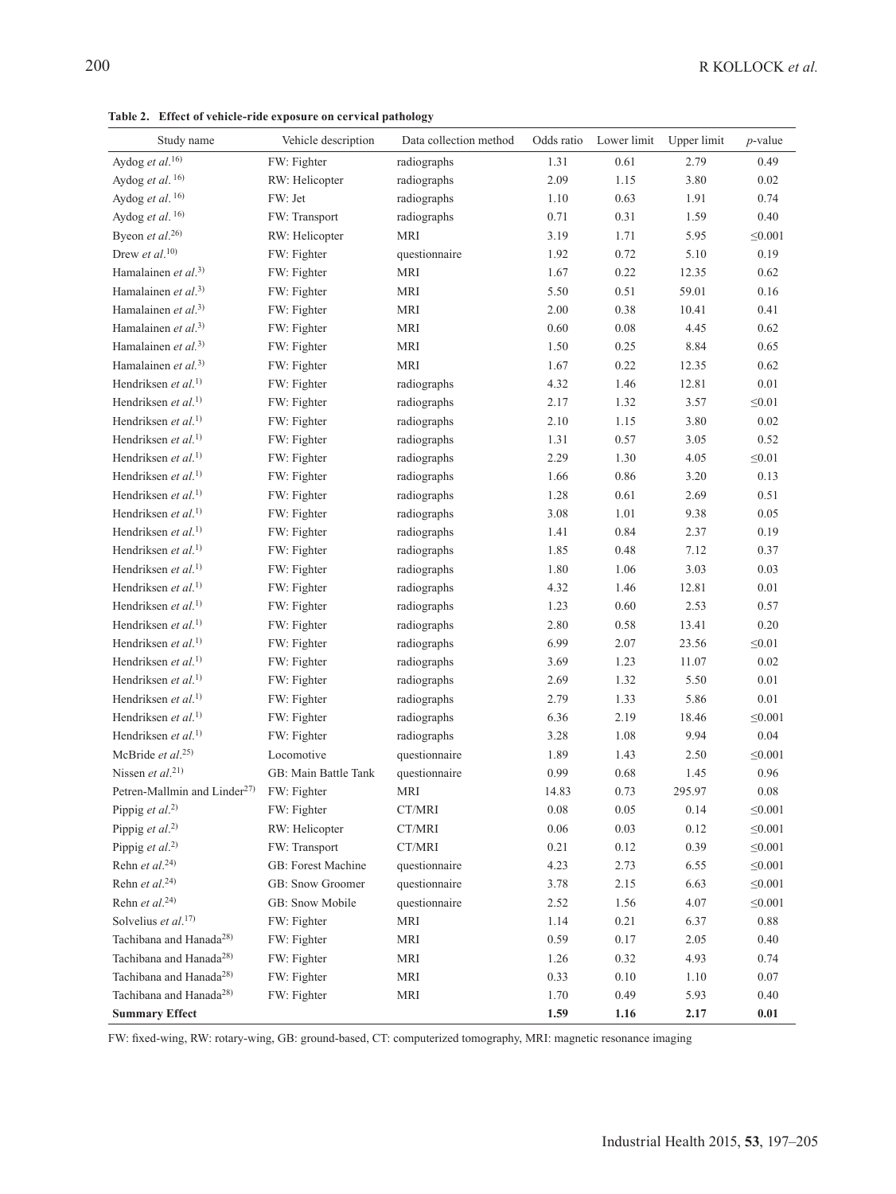**Table 2. Effect of vehicle-ride exposure on cervical pathology**

| Study name | Vehicle description | Data collection method | Odds ratio | Lower limit | Upper limit | *p*-value |
|---|---|---|---|---|---|---|
| Aydog *et al.*[16] | FW: Fighter | radiographs | 1.31 | 0.61 | 2.79 | 0.49 |
| Aydog *et al.* [16] | RW: Helicopter | radiographs | 2.09 | 1.15 | 3.80 | 0.02 |
| Aydog *et al.* [16] | FW: Jet | radiographs | 1.10 | 0.63 | 1.91 | 0.74 |
| Aydog *et al.* [16] | FW: Transport | radiographs | 0.71 | 0.31 | 1.59 | 0.40 |
| Byeon *et al.*[26] | RW: Helicopter | MRI | 3.19 | 1.71 | 5.95 | ≤0.001 |
| Drew *et al.*[10] | FW: Fighter | questionnaire | 1.92 | 0.72 | 5.10 | 0.19 |
| Hamalainen *et al.*[3] | FW: Fighter | MRI | 1.67 | 0.22 | 12.35 | 0.62 |
| Hamalainen *et al.*[3] | FW: Fighter | MRI | 5.50 | 0.51 | 59.01 | 0.16 |
| Hamalainen *et al.*[3] | FW: Fighter | MRI | 2.00 | 0.38 | 10.41 | 0.41 |
| Hamalainen *et al.*[3] | FW: Fighter | MRI | 0.60 | 0.08 | 4.45 | 0.62 |
| Hamalainen *et al.*[3] | FW: Fighter | MRI | 1.50 | 0.25 | 8.84 | 0.65 |
| Hamalainen *et al.*[3] | FW: Fighter | MRI | 1.67 | 0.22 | 12.35 | 0.62 |
| Hendriksen *et al.*[1] | FW: Fighter | radiographs | 4.32 | 1.46 | 12.81 | 0.01 |
| Hendriksen *et al.*[1] | FW: Fighter | radiographs | 2.17 | 1.32 | 3.57 | ≤0.01 |
| Hendriksen *et al.*[1] | FW: Fighter | radiographs | 2.10 | 1.15 | 3.80 | 0.02 |
| Hendriksen *et al.*[1] | FW: Fighter | radiographs | 1.31 | 0.57 | 3.05 | 0.52 |
| Hendriksen *et al.*[1] | FW: Fighter | radiographs | 2.29 | 1.30 | 4.05 | ≤0.01 |
| Hendriksen *et al.*[1] | FW: Fighter | radiographs | 1.66 | 0.86 | 3.20 | 0.13 |
| Hendriksen *et al.*[1] | FW: Fighter | radiographs | 1.28 | 0.61 | 2.69 | 0.51 |
| Hendriksen *et al.*[1] | FW: Fighter | radiographs | 3.08 | 1.01 | 9.38 | 0.05 |
| Hendriksen *et al.*[1] | FW: Fighter | radiographs | 1.41 | 0.84 | 2.37 | 0.19 |
| Hendriksen *et al.*[1] | FW: Fighter | radiographs | 1.85 | 0.48 | 7.12 | 0.37 |
| Hendriksen *et al.*[1] | FW: Fighter | radiographs | 1.80 | 1.06 | 3.03 | 0.03 |
| Hendriksen *et al.*[1] | FW: Fighter | radiographs | 4.32 | 1.46 | 12.81 | 0.01 |
| Hendriksen *et al.*[1] | FW: Fighter | radiographs | 1.23 | 0.60 | 2.53 | 0.57 |
| Hendriksen *et al.*[1] | FW: Fighter | radiographs | 2.80 | 0.58 | 13.41 | 0.20 |
| Hendriksen *et al.*[1] | FW: Fighter | radiographs | 6.99 | 2.07 | 23.56 | ≤0.01 |
| Hendriksen *et al.*[1] | FW: Fighter | radiographs | 3.69 | 1.23 | 11.07 | 0.02 |
| Hendriksen *et al.*[1] | FW: Fighter | radiographs | 2.69 | 1.32 | 5.50 | 0.01 |
| Hendriksen *et al.*[1] | FW: Fighter | radiographs | 2.79 | 1.33 | 5.86 | 0.01 |
| Hendriksen *et al.*[1] | FW: Fighter | radiographs | 6.36 | 2.19 | 18.46 | ≤0.001 |
| Hendriksen *et al.*[1] | FW: Fighter | radiographs | 3.28 | 1.08 | 9.94 | 0.04 |
| McBride *et al.*[25] | Locomotive | questionnaire | 1.89 | 1.43 | 2.50 | ≤0.001 |
| Nissen *et al.*[21] | GB: Main Battle Tank | questionnaire | 0.99 | 0.68 | 1.45 | 0.96 |
| Petren-Mallmin and Linder[27] | FW: Fighter | MRI | 14.83 | 0.73 | 295.97 | 0.08 |
| Pippig *et al.*[2] | FW: Fighter | CT/MRI | 0.08 | 0.05 | 0.14 | ≤0.001 |
| Pippig *et al.*[2] | RW: Helicopter | CT/MRI | 0.06 | 0.03 | 0.12 | ≤0.001 |
| Pippig *et al.*[2] | FW: Transport | CT/MRI | 0.21 | 0.12 | 0.39 | ≤0.001 |
| Rehn *et al.*[24] | GB: Forest Machine | questionnaire | 4.23 | 2.73 | 6.55 | ≤0.001 |
| Rehn *et al.*[24] | GB: Snow Groomer | questionnaire | 3.78 | 2.15 | 6.63 | ≤0.001 |
| Rehn *et al.*[24] | GB: Snow Mobile | questionnaire | 2.52 | 1.56 | 4.07 | ≤0.001 |
| Solvelius *et al.*[17] | FW: Fighter | MRI | 1.14 | 0.21 | 6.37 | 0.88 |
| Tachibana and Hanada[28] | FW: Fighter | MRI | 0.59 | 0.17 | 2.05 | 0.40 |
| Tachibana and Hanada[28] | FW: Fighter | MRI | 1.26 | 0.32 | 4.93 | 0.74 |
| Tachibana and Hanada[28] | FW: Fighter | MRI | 0.33 | 0.10 | 1.10 | 0.07 |
| Tachibana and Hanada[28] | FW: Fighter | MRI | 1.70 | 0.49 | 5.93 | 0.40 |
| **Summary Effect** | | | **1.59** | **1.16** | **2.17** | **0.01** |

FW: fixed-wing, RW: rotary-wing, GB: ground-based, CT: computerized tomography, MRI: magnetic resonance imaging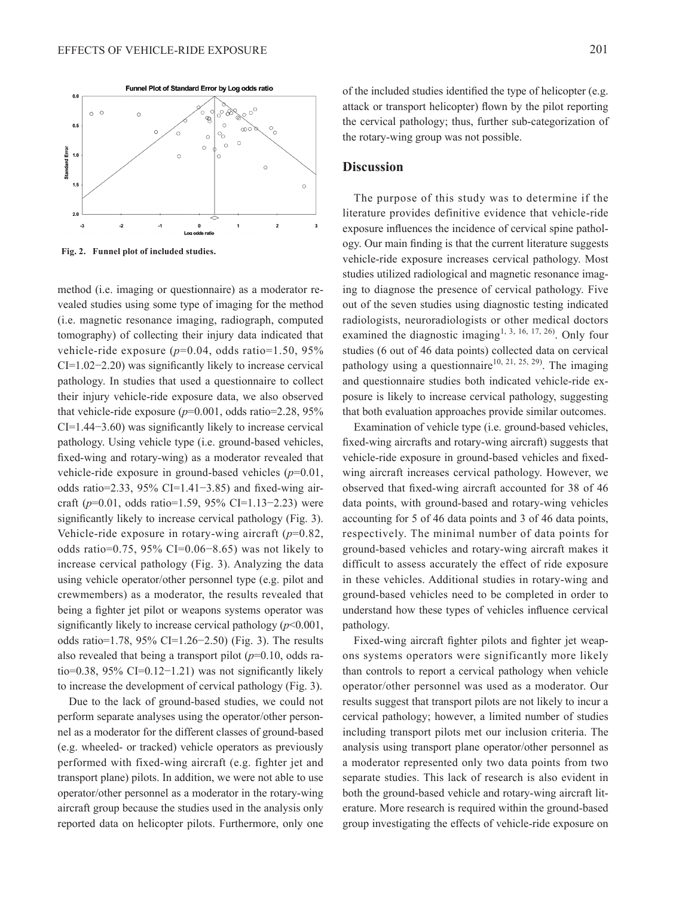Funnel Plot of Standard Error by Log odds ratio

Standard Error

0.0
0.5
1.0
1.5
2.0

-3 -2 -1 0 1 2 3

Log odds ratio

**Fig. 2. Funnel plot of included studies.**

method (i.e. imaging or questionnaire) as a moderator revealed studies using some type of imaging for the method (i.e. magnetic resonance imaging, radiograph, computed tomography) of collecting their injury data indicated that vehicle-ride exposure ($p$=0.04, odds ratio=1.50, 95% CI=1.02−2.20) was significantly likely to increase cervical pathology. In studies that used a questionnaire to collect their injury vehicle-ride exposure data, we also observed that vehicle-ride exposure ($p$=0.001, odds ratio=2.28, 95% CI=1.44−3.60) was significantly likely to increase cervical pathology. Using vehicle type (i.e. ground-based vehicles, fixed-wing and rotary-wing) as a moderator revealed that vehicle-ride exposure in ground-based vehicles ($p$=0.01, odds ratio=2.33, 95% CI=1.41−3.85) and fixed-wing aircraft ($p$=0.01, odds ratio=1.59, 95% CI=1.13−2.23) were significantly likely to increase cervical pathology (Fig. 3). Vehicle-ride exposure in rotary-wing aircraft ($p$=0.82, odds ratio=0.75, 95% CI=0.06−8.65) was not likely to increase cervical pathology (Fig. 3). Analyzing the data using vehicle operator/other personnel type (e.g. pilot and crewmembers) as a moderator, the results revealed that being a fighter jet pilot or weapons systems operator was significantly likely to increase cervical pathology ($p$<0.001, odds ratio=1.78, 95% CI=1.26−2.50) (Fig. 3). The results also revealed that being a transport pilot ($p$=0.10, odds ratio=0.38, 95% CI=0.12−1.21) was not significantly likely to increase the development of cervical pathology (Fig. 3).

Due to the lack of ground-based studies, we could not perform separate analyses using the operator/other personnel as a moderator for the different classes of ground-based (e.g. wheeled- or tracked) vehicle operators as previously performed with fixed-wing aircraft (e.g. fighter jet and transport plane) pilots. In addition, we were not able to use operator/other personnel as a moderator in the rotary-wing aircraft group because the studies used in the analysis only reported data on helicopter pilots. Furthermore, only one of the included studies identified the type of helicopter (e.g. attack or transport helicopter) flown by the pilot reporting the cervical pathology; thus, further sub-categorization of the rotary-wing group was not possible.

## Discussion

The purpose of this study was to determine if the literature provides definitive evidence that vehicle-ride exposure influences the incidence of cervical spine pathology. Our main finding is that the current literature suggests vehicle-ride exposure increases cervical pathology. Most studies utilized radiological and magnetic resonance imaging to diagnose the presence of cervical pathology. Five out of the seven studies using diagnostic testing indicated radiologists, neuroradiologists or other medical doctors examined the diagnostic imaging[1, 3, 16, 17, 26]. Only four studies (6 out of 46 data points) collected data on cervical pathology using a questionnaire[10, 21, 25, 29]. The imaging and questionnaire studies both indicated vehicle-ride exposure is likely to increase cervical pathology, suggesting that both evaluation approaches provide similar outcomes.

Examination of vehicle type (i.e. ground-based vehicles, fixed-wing aircrafts and rotary-wing aircraft) suggests that vehicle-ride exposure in ground-based vehicles and fixed-wing aircraft increases cervical pathology. However, we observed that fixed-wing aircraft accounted for 38 of 46 data points, with ground-based and rotary-wing vehicles accounting for 5 of 46 data points and 3 of 46 data points, respectively. The minimal number of data points for ground-based vehicles and rotary-wing aircraft makes it difficult to assess accurately the effect of ride exposure in these vehicles. Additional studies in rotary-wing and ground-based vehicles need to be completed in order to understand how these types of vehicles influence cervical pathology.

Fixed-wing aircraft fighter pilots and fighter jet weapons systems operators were significantly more likely than controls to report a cervical pathology when vehicle operator/other personnel was used as a moderator. Our results suggest that transport pilots are not likely to incur a cervical pathology; however, a limited number of studies including transport pilots met our inclusion criteria. The analysis using transport plane operator/other personnel as a moderator represented only two data points from two separate studies. This lack of research is also evident in both the ground-based vehicle and rotary-wing aircraft literature. More research is required within the ground-based group investigating the effects of vehicle-ride exposure on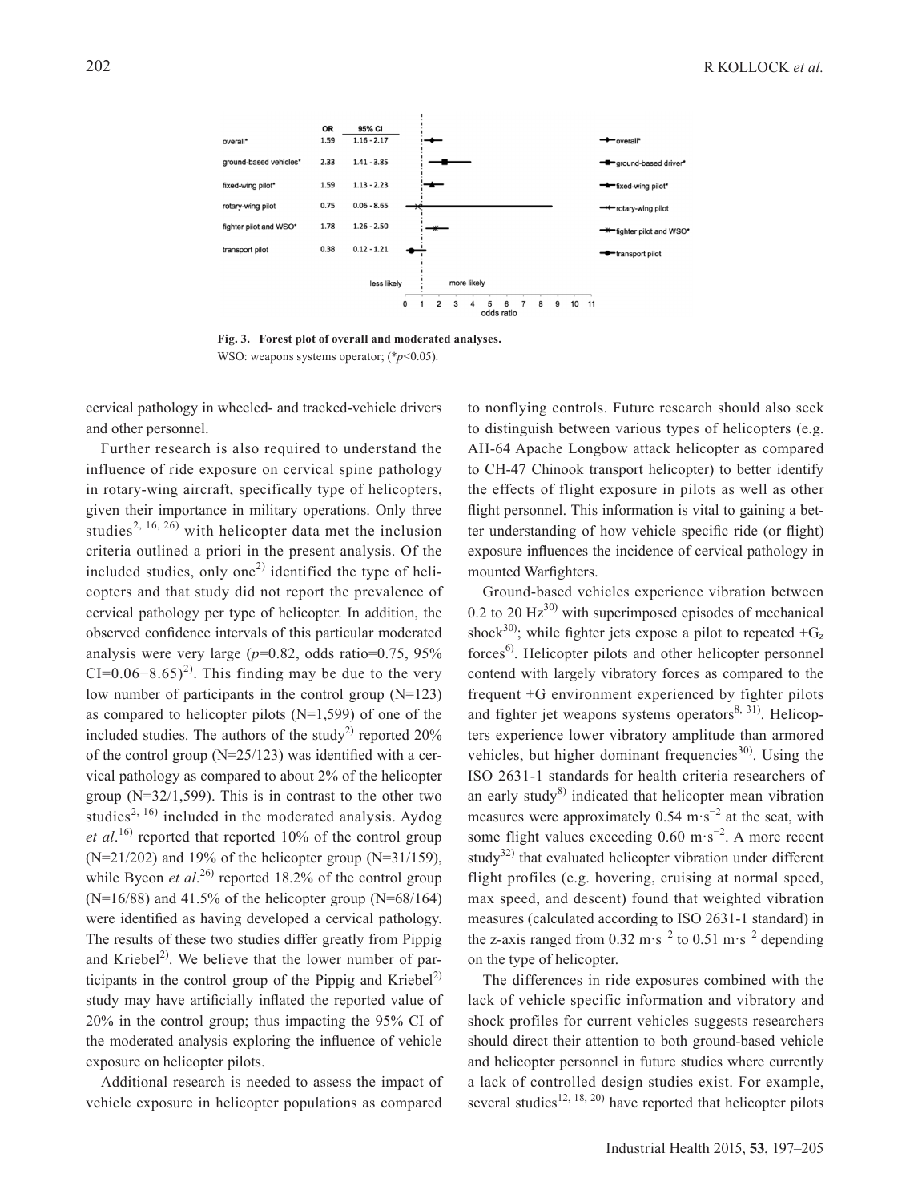OR 95% CI

overall* 1.59 1.16 - 2.17

ground-based vehicles* 2.33 1.41 - 3.85

fixed-wing pilot* 1.59 1.13 - 2.23

rotary-wing pilot 0.75 0.06 - 8.65

fighter pilot and WSO* 1.78 1.26 - 2.50

transport pilot 0.38 0.12 - 1.21

less likely more likely

0 1 2 3 4 5 6 7 8 9 10 11

odds ratio

overall*

ground-based driver*

fixed-wing pilot*

rotary-wing pilot

fighter pilot and WSO*

transport pilot

**Fig. 3. Forest plot of overall and moderated analyses.**
WSO: weapons systems operator; (\*$p<0.05$).

cervical pathology in wheeled- and tracked-vehicle drivers and other personnel.

Further research is also required to understand the influence of ride exposure on cervical spine pathology in rotary-wing aircraft, specifically type of helicopters, given their importance in military operations. Only three studies[2, 16, 26] with helicopter data met the inclusion criteria outlined a priori in the present analysis. Of the included studies, only one[2] identified the type of helicopters and that study did not report the prevalence of cervical pathology per type of helicopter. In addition, the observed confidence intervals of this particular moderated analysis were very large ($p$=0.82, odds ratio=0.75, 95% CI=0.06−8.65)[2]. This finding may be due to the very low number of participants in the control group (N=123) as compared to helicopter pilots (N=1,599) of one of the included studies. The authors of the study[2] reported 20% of the control group (N=25/123) was identified with a cervical pathology as compared to about 2% of the helicopter group (N=32/1,599). This is in contrast to the other two studies[2, 16] included in the moderated analysis. Aydog *et al*.[16] reported that reported 10% of the control group (N=21/202) and 19% of the helicopter group (N=31/159), while Byeon *et al*.[26] reported 18.2% of the control group (N=16/88) and 41.5% of the helicopter group (N=68/164) were identified as having developed a cervical pathology. The results of these two studies differ greatly from Pippig and Kriebel[2]. We believe that the lower number of participants in the control group of the Pippig and Kriebel[2] study may have artificially inflated the reported value of 20% in the control group; thus impacting the 95% CI of the moderated analysis exploring the influence of vehicle exposure on helicopter pilots.

Additional research is needed to assess the impact of vehicle exposure in helicopter populations as compared to nonflying controls. Future research should also seek to distinguish between various types of helicopters (e.g. AH-64 Apache Longbow attack helicopter as compared to CH-47 Chinook transport helicopter) to better identify the effects of flight exposure in pilots as well as other flight personnel. This information is vital to gaining a better understanding of how vehicle specific ride (or flight) exposure influences the incidence of cervical pathology in mounted Warfighters.

Ground-based vehicles experience vibration between 0.2 to 20 Hz[30] with superimposed episodes of mechanical shock[30]; while fighter jets expose a pilot to repeated $+G_z$ forces[6]. Helicopter pilots and other helicopter personnel contend with largely vibratory forces as compared to the frequent +G environment experienced by fighter pilots and fighter jet weapons systems operators[8, 31]. Helicopters experience lower vibratory amplitude than armored vehicles, but higher dominant frequencies[30]. Using the ISO 2631-1 standards for health criteria researchers of an early study[8] indicated that helicopter mean vibration measures were approximately 0.54 $m \cdot s^{-2}$ at the seat, with some flight values exceeding 0.60 $m \cdot s^{-2}$. A more recent study[32] that evaluated helicopter vibration under different flight profiles (e.g. hovering, cruising at normal speed, max speed, and descent) found that weighted vibration measures (calculated according to ISO 2631-1 standard) in the z-axis ranged from 0.32 $m \cdot s^{-2}$ to 0.51 $m \cdot s^{-2}$ depending on the type of helicopter.

The differences in ride exposures combined with the lack of vehicle specific information and vibratory and shock profiles for current vehicles suggests researchers should direct their attention to both ground-based vehicle and helicopter personnel in future studies where currently a lack of controlled design studies exist. For example, several studies[12, 18, 20] have reported that helicopter pilots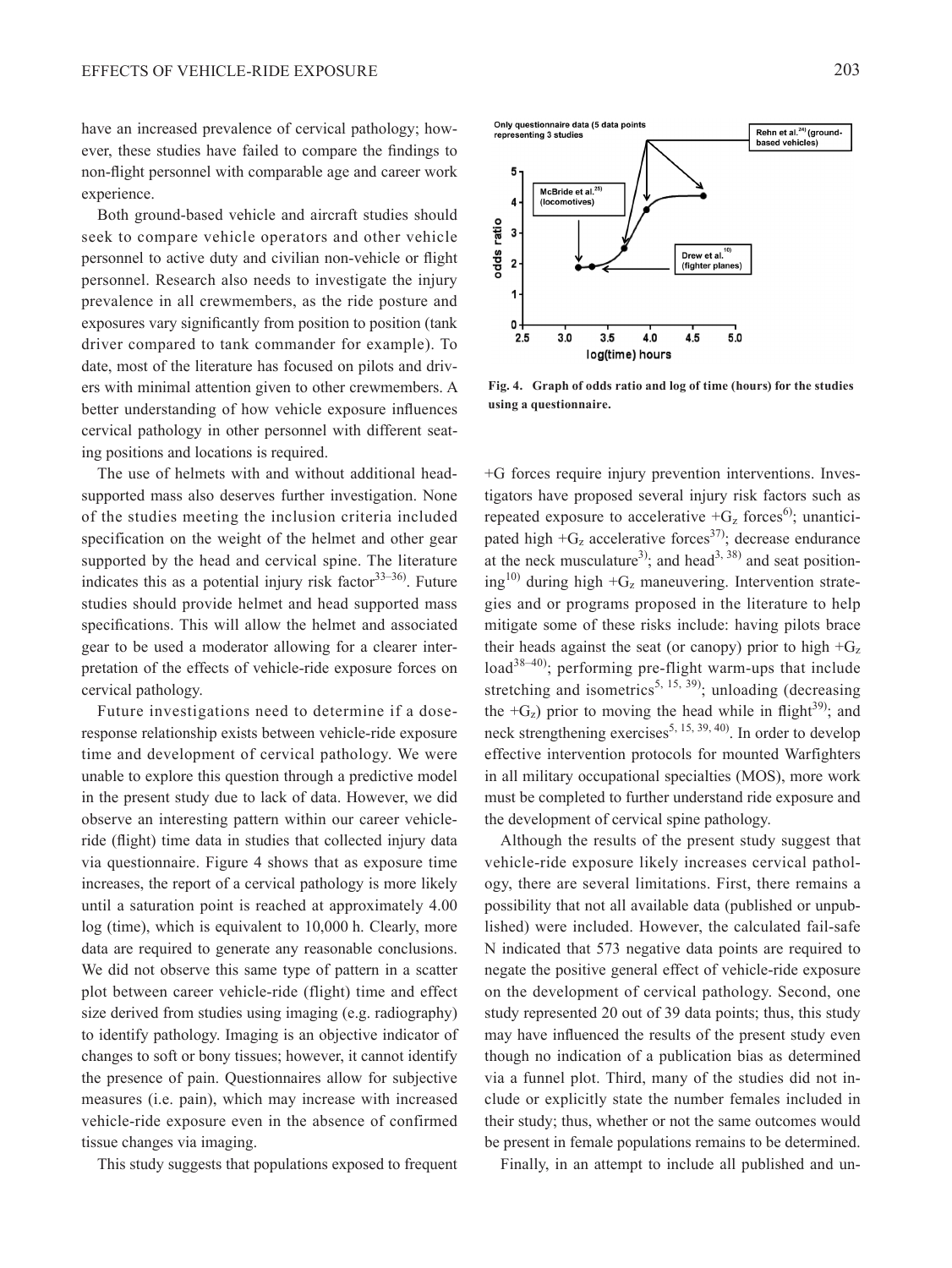have an increased prevalence of cervical pathology; however, these studies have failed to compare the findings to non-flight personnel with comparable age and career work experience.

Both ground-based vehicle and aircraft studies should seek to compare vehicle operators and other vehicle personnel to active duty and civilian non-vehicle or flight personnel. Research also needs to investigate the injury prevalence in all crewmembers, as the ride posture and exposures vary significantly from position to position (tank driver compared to tank commander for example). To date, most of the literature has focused on pilots and drivers with minimal attention given to other crewmembers. A better understanding of how vehicle exposure influences cervical pathology in other personnel with different seating positions and locations is required.

The use of helmets with and without additional head-supported mass also deserves further investigation. None of the studies meeting the inclusion criteria included specification on the weight of the helmet and other gear supported by the head and cervical spine. The literature indicates this as a potential injury risk factor[33–36]. Future studies should provide helmet and head supported mass specifications. This will allow the helmet and associated gear to be used a moderator allowing for a clearer interpretation of the effects of vehicle-ride exposure forces on cervical pathology.

Future investigations need to determine if a dose-response relationship exists between vehicle-ride exposure time and development of cervical pathology. We were unable to explore this question through a predictive model in the present study due to lack of data. However, we did observe an interesting pattern within our career vehicle-ride (flight) time data in studies that collected injury data via questionnaire. Figure 4 shows that as exposure time increases, the report of a cervical pathology is more likely until a saturation point is reached at approximately 4.00 log (time), which is equivalent to 10,000 h. Clearly, more data are required to generate any reasonable conclusions. We did not observe this same type of pattern in a scatter plot between career vehicle-ride (flight) time and effect size derived from studies using imaging (e.g. radiography) to identify pathology. Imaging is an objective indicator of changes to soft or bony tissues; however, it cannot identify the presence of pain. Questionnaires allow for subjective measures (i.e. pain), which may increase with increased vehicle-ride exposure even in the absence of confirmed tissue changes via imaging.

This study suggests that populations exposed to frequent

Only questionnaire data (5 data points representing 3 studies

Rehn et al.[24] (ground-based vehicles)

McBride et al.[25] (locomotives)

Drew et al.[10] (fighter planes)

odds ratio

log(time) hours

0
1
2
3
4
5

2.5
3.0
3.5
4.0
4.5
5.0

**Fig. 4. Graph of odds ratio and log of time (hours) for the studies using a questionnaire.**

+G forces require injury prevention interventions. Investigators have proposed several injury risk factors such as repeated exposure to accelerative $+G_z$ forces[6]; unanticipated high $+G_z$ accelerative forces[37]; decrease endurance at the neck musculature[3]; and head[3, 38] and seat positioning[10] during high $+G_z$ maneuvering. Intervention strategies and or programs proposed in the literature to help mitigate some of these risks include: having pilots brace their heads against the seat (or canopy) prior to high $+G_z$ load[38–40]; performing pre-flight warm-ups that include stretching and isometrics[5, 15, 39]; unloading (decreasing the $+G_z$) prior to moving the head while in flight[39]; and neck strengthening exercises[5, 15, 39, 40]. In order to develop effective intervention protocols for mounted Warfighters in all military occupational specialties (MOS), more work must be completed to further understand ride exposure and the development of cervical spine pathology.

Although the results of the present study suggest that vehicle-ride exposure likely increases cervical pathology, there are several limitations. First, there remains a possibility that not all available data (published or unpublished) were included. However, the calculated fail-safe N indicated that 573 negative data points are required to negate the positive general effect of vehicle-ride exposure on the development of cervical pathology. Second, one study represented 20 out of 39 data points; thus, this study may have influenced the results of the present study even though no indication of a publication bias as determined via a funnel plot. Third, many of the studies did not include or explicitly state the number females included in their study; thus, whether or not the same outcomes would be present in female populations remains to be determined.

Finally, in an attempt to include all published and un-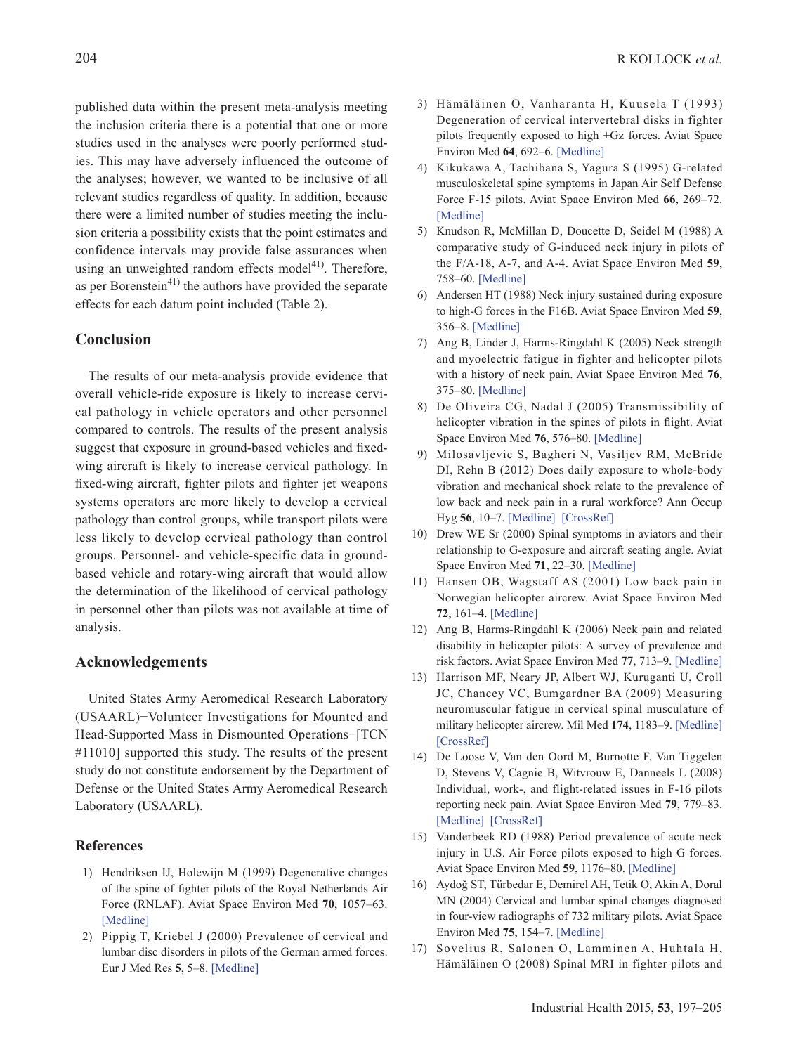published data within the present meta-analysis meeting the inclusion criteria there is a potential that one or more studies used in the analyses were poorly performed studies. This may have adversely influenced the outcome of the analyses; however, we wanted to be inclusive of all relevant studies regardless of quality. In addition, because there were a limited number of studies meeting the inclusion criteria a possibility exists that the point estimates and confidence intervals may provide false assurances when using an unweighted random effects model[41]. Therefore, as per Borenstein[41] the authors have provided the separate effects for each datum point included (Table 2).

## Conclusion

The results of our meta-analysis provide evidence that overall vehicle-ride exposure is likely to increase cervical pathology in vehicle operators and other personnel compared to controls. The results of the present analysis suggest that exposure in ground-based vehicles and fixed-wing aircraft is likely to increase cervical pathology. In fixed-wing aircraft, fighter pilots and fighter jet weapons systems operators are more likely to develop a cervical pathology than control groups, while transport pilots were less likely to develop cervical pathology than control groups. Personnel- and vehicle-specific data in ground-based vehicle and rotary-wing aircraft that would allow the determination of the likelihood of cervical pathology in personnel other than pilots was not available at time of analysis.

## Acknowledgements

United States Army Aeromedical Research Laboratory (USAARL)−Volunteer Investigations for Mounted and Head-Supported Mass in Dismounted Operations−[TCN #11010] supported this study. The results of the present study do not constitute endorsement by the Department of Defense or the United States Army Aeromedical Research Laboratory (USAARL).

## References

1) Hendriksen IJ, Holewijn M (1999) Degenerative changes of the spine of fighter pilots of the Royal Netherlands Air Force (RNLAF). Aviat Space Environ Med **70**, 1057–63. [Medline]
2) Pippig T, Kriebel J (2000) Prevalence of cervical and lumbar disc disorders in pilots of the German armed forces. Eur J Med Res **5**, 5–8. [Medline]
3) Hämäläinen O, Vanharanta H, Kuusela T (1993) Degeneration of cervical intervertebral disks in fighter pilots frequently exposed to high +Gz forces. Aviat Space Environ Med **64**, 692–6. [Medline]
4) Kikukawa A, Tachibana S, Yagura S (1995) G-related musculoskeletal spine symptoms in Japan Air Self Defense Force F-15 pilots. Aviat Space Environ Med **66**, 269–72. [Medline]
5) Knudson R, McMillan D, Doucette D, Seidel M (1988) A comparative study of G-induced neck injury in pilots of the F/A-18, A-7, and A-4. Aviat Space Environ Med **59**, 758–60. [Medline]
6) Andersen HT (1988) Neck injury sustained during exposure to high-G forces in the F16B. Aviat Space Environ Med **59**, 356–8. [Medline]
7) Ang B, Linder J, Harms-Ringdahl K (2005) Neck strength and myoelectric fatigue in fighter and helicopter pilots with a history of neck pain. Aviat Space Environ Med **76**, 375–80. [Medline]
8) De Oliveira CG, Nadal J (2005) Transmissibility of helicopter vibration in the spines of pilots in flight. Aviat Space Environ Med **76**, 576–80. [Medline]
9) Milosavljevic S, Bagheri N, Vasiljev RM, McBride DI, Rehn B (2012) Does daily exposure to whole-body vibration and mechanical shock relate to the prevalence of low back and neck pain in a rural workforce? Ann Occup Hyg **56**, 10–7. [Medline] [CrossRef]
10) Drew WE Sr (2000) Spinal symptoms in aviators and their relationship to G-exposure and aircraft seating angle. Aviat Space Environ Med **71**, 22–30. [Medline]
11) Hansen OB, Wagstaff AS (2001) Low back pain in Norwegian helicopter aircrew. Aviat Space Environ Med **72**, 161–4. [Medline]
12) Ang B, Harms-Ringdahl K (2006) Neck pain and related disability in helicopter pilots: A survey of prevalence and risk factors. Aviat Space Environ Med **77**, 713–9. [Medline]
13) Harrison MF, Neary JP, Albert WJ, Kuruganti U, Croll JC, Chancey VC, Bumgardner BA (2009) Measuring neuromuscular fatigue in cervical spinal musculature of military helicopter aircrew. Mil Med **174**, 1183–9. [Medline] [CrossRef]
14) De Loose V, Van den Oord M, Burnotte F, Van Tiggelen D, Stevens V, Cagnie B, Witvrouw E, Danneels L (2008) Individual, work-, and flight-related issues in F-16 pilots reporting neck pain. Aviat Space Environ Med **79**, 779–83. [Medline] [CrossRef]
15) Vanderbeek RD (1988) Period prevalence of acute neck injury in U.S. Air Force pilots exposed to high G forces. Aviat Space Environ Med **59**, 1176–80. [Medline]
16) Aydoğ ST, Türbedar E, Demirel AH, Tetik O, Akin A, Doral MN (2004) Cervical and lumbar spinal changes diagnosed in four-view radiographs of 732 military pilots. Aviat Space Environ Med **75**, 154–7. [Medline]
17) Sovelius R, Salonen O, Lamminen A, Huhtala H, Hämäläinen O (2008) Spinal MRI in fighter pilots and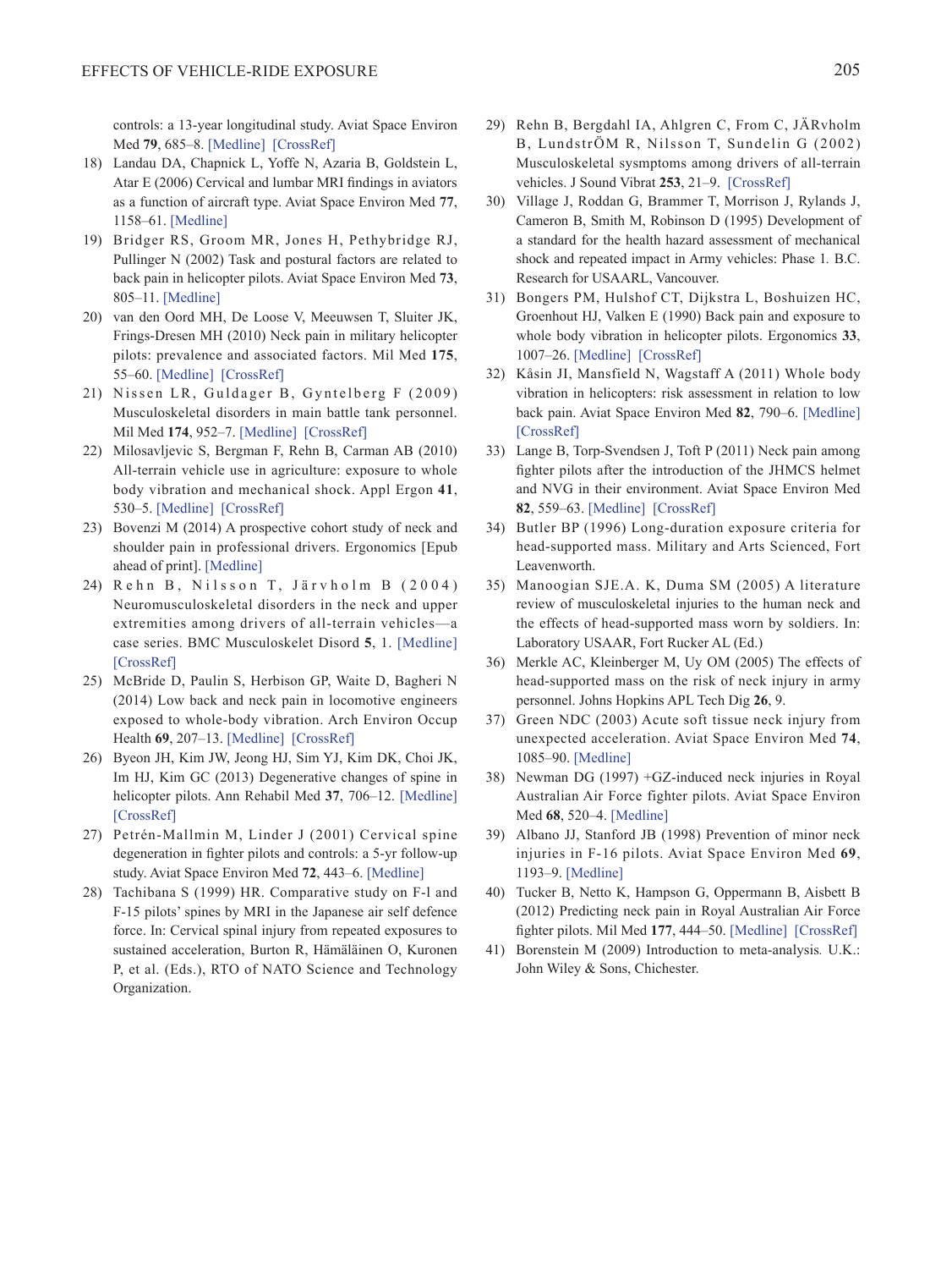controls: a 13-year longitudinal study. Aviat Space Environ Med **79**, 685–8. [Medline] [CrossRef]

18) Landau DA, Chapnick L, Yoffe N, Azaria B, Goldstein L, Atar E (2006) Cervical and lumbar MRI findings in aviators as a function of aircraft type. Aviat Space Environ Med **77**, 1158–61. [Medline]

19) Bridger RS, Groom MR, Jones H, Pethybridge RJ, Pullinger N (2002) Task and postural factors are related to back pain in helicopter pilots. Aviat Space Environ Med **73**, 805–11. [Medline]

20) van den Oord MH, De Loose V, Meeuwsen T, Sluiter JK, Frings-Dresen MH (2010) Neck pain in military helicopter pilots: prevalence and associated factors. Mil Med **175**, 55–60. [Medline] [CrossRef]

21) Nissen LR, Guldager B, Gyntelberg F (2009) Musculoskeletal disorders in main battle tank personnel. Mil Med **174**, 952–7. [Medline] [CrossRef]

22) Milosavljevic S, Bergman F, Rehn B, Carman AB (2010) All-terrain vehicle use in agriculture: exposure to whole body vibration and mechanical shock. Appl Ergon **41**, 530–5. [Medline] [CrossRef]

23) Bovenzi M (2014) A prospective cohort study of neck and shoulder pain in professional drivers. Ergonomics [Epub ahead of print]. [Medline]

24) Rehn B, Nilsson T, Järvholm B (2004) Neuromusculoskeletal disorders in the neck and upper extremities among drivers of all-terrain vehicles—a case series. BMC Musculoskelet Disord **5**, 1. [Medline] [CrossRef]

25) McBride D, Paulin S, Herbison GP, Waite D, Bagheri N (2014) Low back and neck pain in locomotive engineers exposed to whole-body vibration. Arch Environ Occup Health **69**, 207–13. [Medline] [CrossRef]

26) Byeon JH, Kim JW, Jeong HJ, Sim YJ, Kim DK, Choi JK, Im HJ, Kim GC (2013) Degenerative changes of spine in helicopter pilots. Ann Rehabil Med **37**, 706–12. [Medline] [CrossRef]

27) Petrén-Mallmin M, Linder J (2001) Cervical spine degeneration in fighter pilots and controls: a 5-yr follow-up study. Aviat Space Environ Med **72**, 443–6. [Medline]

28) Tachibana S (1999) HR. Comparative study on F-l and F-15 pilots' spines by MRI in the Japanese air self defence force. In: Cervical spinal injury from repeated exposures to sustained acceleration, Burton R, Hämäläinen O, Kuronen P, et al. (Eds.), RTO of NATO Science and Technology Organization.

29) Rehn B, Bergdahl IA, Ahlgren C, From C, JÄRvholm B, LundstrÖM R, Nilsson T, Sundelin G (2002) Musculoskeletal sysmptoms among drivers of all-terrain vehicles. J Sound Vibrat **253**, 21–9. [CrossRef]

30) Village J, Roddan G, Brammer T, Morrison J, Rylands J, Cameron B, Smith M, Robinson D (1995) Development of a standard for the health hazard assessment of mechanical shock and repeated impact in Army vehicles: Phase 1. B.C. Research for USAARL, Vancouver.

31) Bongers PM, Hulshof CT, Dijkstra L, Boshuizen HC, Groenhout HJ, Valken E (1990) Back pain and exposure to whole body vibration in helicopter pilots. Ergonomics **33**, 1007–26. [Medline] [CrossRef]

32) Kåsin JI, Mansfield N, Wagstaff A (2011) Whole body vibration in helicopters: risk assessment in relation to low back pain. Aviat Space Environ Med **82**, 790–6. [Medline] [CrossRef]

33) Lange B, Torp-Svendsen J, Toft P (2011) Neck pain among fighter pilots after the introduction of the JHMCS helmet and NVG in their environment. Aviat Space Environ Med **82**, 559–63. [Medline] [CrossRef]

34) Butler BP (1996) Long-duration exposure criteria for head-supported mass. Military and Arts Scienced, Fort Leavenworth.

35) Manoogian SJE.A. K, Duma SM (2005) A literature review of musculoskeletal injuries to the human neck and the effects of head-supported mass worn by soldiers. In: Laboratory USAAR, Fort Rucker AL (Ed.)

36) Merkle AC, Kleinberger M, Uy OM (2005) The effects of head-supported mass on the risk of neck injury in army personnel. Johns Hopkins APL Tech Dig **26**, 9.

37) Green NDC (2003) Acute soft tissue neck injury from unexpected acceleration. Aviat Space Environ Med **74**, 1085–90. [Medline]

38) Newman DG (1997) +GZ-induced neck injuries in Royal Australian Air Force fighter pilots. Aviat Space Environ Med **68**, 520–4. [Medline]

39) Albano JJ, Stanford JB (1998) Prevention of minor neck injuries in F-16 pilots. Aviat Space Environ Med **69**, 1193–9. [Medline]

40) Tucker B, Netto K, Hampson G, Oppermann B, Aisbett B (2012) Predicting neck pain in Royal Australian Air Force fighter pilots. Mil Med **177**, 444–50. [Medline] [CrossRef]

41) Borenstein M (2009) Introduction to meta-analysis. U.K.: John Wiley & Sons, Chichester.